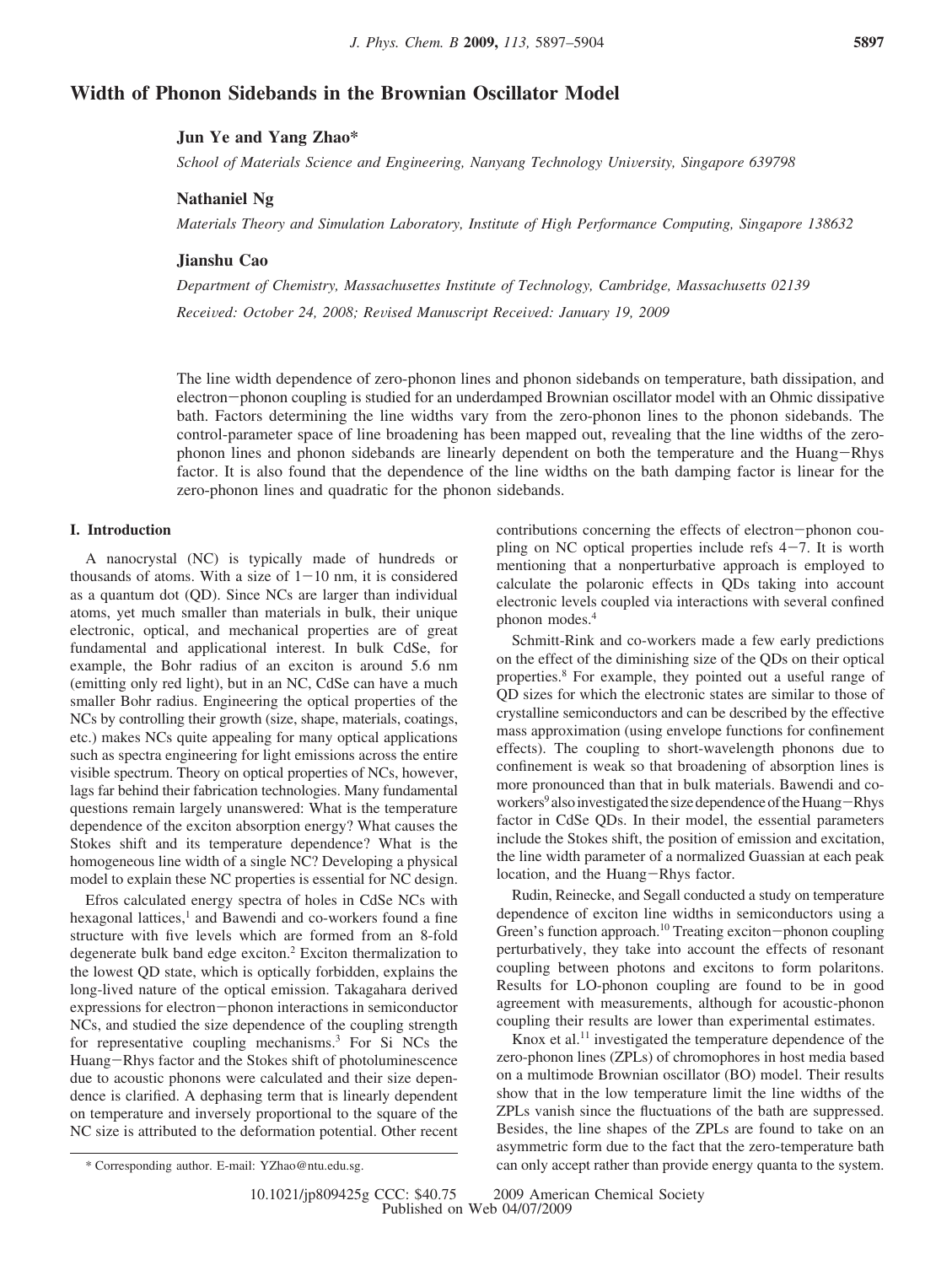# Width of Phonon Sidebands in the Brownian Oscillator Model

**Jun Ye and Yang Zhao***

*School of Materials Science and Engineering, Nanyang Technology University, Singapore 639798*

**Nathaniel Ng**

*Materials Theory and Simulation Laboratory, Institute of High Performance Computing, Singapore 138632*

**Jianshu Cao**

*Department of Chemistry, Massachusettes Institute of Technology, Cambridge, Massachusetts 02139*

*Received: October 24, 2008; Revised Manuscript Received: January 19, 2009*

The line width dependence of zero-phonon lines and phonon sidebands on temperature, bath dissipation, and electron−phonon coupling is studied for an underdamped Brownian oscillator model with an Ohmic dissipative bath. Factors determining the line widths vary from the zero-phonon lines to the phonon sidebands. The control-parameter space of line broadening has been mapped out, revealing that the line widths of the zero-phonon lines and phonon sidebands are linearly dependent on both the temperature and the Huang−Rhys factor. It is also found that the dependence of the line widths on the bath damping factor is linear for the zero-phonon lines and quadratic for the phonon sidebands.

## I. Introduction

A nanocrystal (NC) is typically made of hundreds or thousands of atoms. With a size of 1−10 nm, it is considered as a quantum dot (QD). Since NCs are larger than individual atoms, yet much smaller than materials in bulk, their unique electronic, optical, and mechanical properties are of great fundamental and applicational interest. In bulk CdSe, for example, the Bohr radius of an exciton is around 5.6 nm (emitting only red light), but in an NC, CdSe can have a much smaller Bohr radius. Engineering the optical properties of the NCs by controlling their growth (size, shape, materials, coatings, etc.) makes NCs quite appealing for many optical applications such as spectra engineering for light emissions across the entire visible spectrum. Theory on optical properties of NCs, however, lags far behind their fabrication technologies. Many fundamental questions remain largely unanswered: What is the temperature dependence of the exciton absorption energy? What causes the Stokes shift and its temperature dependence? What is the homogeneous line width of a single NC? Developing a physical model to explain these NC properties is essential for NC design.

Efros calculated energy spectra of holes in CdSe NCs with hexagonal lattices,[1] and Bawendi and co-workers found a fine structure with five levels which are formed from an 8-fold degenerate bulk band edge exciton.[2] Exciton thermalization to the lowest QD state, which is optically forbidden, explains the long-lived nature of the optical emission. Takagahara derived expressions for electron−phonon interactions in semiconductor NCs, and studied the size dependence of the coupling strength for representative coupling mechanisms.[3] For Si NCs the Huang−Rhys factor and the Stokes shift of photoluminescence due to acoustic phonons were calculated and their size dependence is clarified. A dephasing term that is linearly dependent on temperature and inversely proportional to the square of the NC size is attributed to the deformation potential. Other recent contributions concerning the effects of electron−phonon coupling on NC optical properties include refs 4−7. It is worth mentioning that a nonperturbative approach is employed to calculate the polaronic effects in QDs taking into account electronic levels coupled via interactions with several confined phonon modes.[4]

Schmitt-Rink and co-workers made a few early predictions on the effect of the diminishing size of the QDs on their optical properties.[8] For example, they pointed out a useful range of QD sizes for which the electronic states are similar to those of crystalline semiconductors and can be described by the effective mass approximation (using envelope functions for confinement effects). The coupling to short-wavelength phonons due to confinement is weak so that broadening of absorption lines is more pronounced than that in bulk materials. Bawendi and co-workers[9] also investigated the size dependence of the Huang−Rhys factor in CdSe QDs. In their model, the essential parameters include the Stokes shift, the position of emission and excitation, the line width parameter of a normalized Guassian at each peak location, and the Huang−Rhys factor.

Rudin, Reinecke, and Segall conducted a study on temperature dependence of exciton line widths in semiconductors using a Green's function approach.[10] Treating exciton−phonon coupling perturbatively, they take into account the effects of resonant coupling between photons and excitons to form polaritons. Results for LO-phonon coupling are found to be in good agreement with measurements, although for acoustic-phonon coupling their results are lower than experimental estimates.

Knox et al.[11] investigated the temperature dependence of the zero-phonon lines (ZPLs) of chromophores in host media based on a multimode Brownian oscillator (BO) model. Their results show that in the low temperature limit the line widths of the ZPLs vanish since the fluctuations of the bath are suppressed. Besides, the line shapes of the ZPLs are found to take on an asymmetric form due to the fact that the zero-temperature bath can only accept rather than provide energy quanta to the system.

\* Corresponding author. E-mail: YZhao@ntu.edu.sg.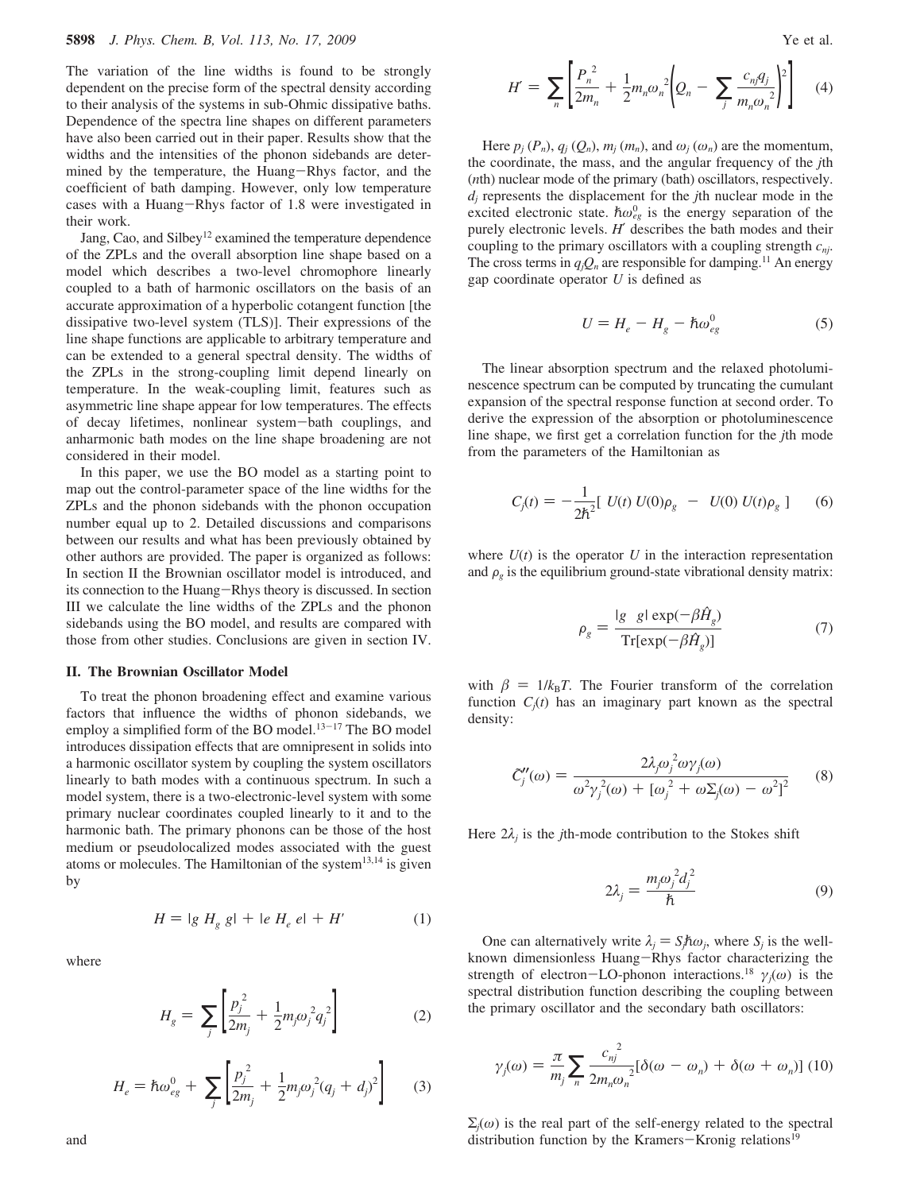The variation of the line widths is found to be strongly dependent on the precise form of the spectral density according to their analysis of the systems in sub-Ohmic dissipative baths. Dependence of the spectra line shapes on different parameters have also been carried out in their paper. Results show that the widths and the intensities of the phonon sidebands are determined by the temperature, the Huang−Rhys factor, and the coefficient of bath damping. However, only low temperature cases with a Huang−Rhys factor of 1.8 were investigated in their work.

Jang, Cao, and Silbey[12] examined the temperature dependence of the ZPLs and the overall absorption line shape based on a model which describes a two-level chromophore linearly coupled to a bath of harmonic oscillators on the basis of an accurate approximation of a hyperbolic cotangent function [the dissipative two-level system (TLS)]. Their expressions of the line shape functions are applicable to arbitrary temperature and can be extended to a general spectral density. The widths of the ZPLs in the strong-coupling limit depend linearly on temperature. In the weak-coupling limit, features such as asymmetric line shape appear for low temperatures. The effects of decay lifetimes, nonlinear system−bath couplings, and anharmonic bath modes on the line shape broadening are not considered in their model.

In this paper, we use the BO model as a starting point to map out the control-parameter space of the line widths for the ZPLs and the phonon sidebands with the phonon occupation number equal up to 2. Detailed discussions and comparisons between our results and what has been previously obtained by other authors are provided. The paper is organized as follows: In section II the Brownian oscillator model is introduced, and its connection to the Huang−Rhys theory is discussed. In section III we calculate the line widths of the ZPLs and the phonon sidebands using the BO model, and results are compared with those from other studies. Conclusions are given in section IV.

## II. The Brownian Oscillator Model

To treat the phonon broadening effect and examine various factors that influence the widths of phonon sidebands, we employ a simplified form of the BO model.[13−17] The BO model introduces dissipation effects that are omnipresent in solids into a harmonic oscillator system by coupling the system oscillators linearly to bath modes with a continuous spectrum. In such a model system, there is a two-electronic-level system with some primary nuclear coordinates coupled linearly to it and to the harmonic bath. The primary phonons can be those of the host medium or pseudolocalized modes associated with the guest atoms or molecules. The Hamiltonian of the system[13,14] is given by

$$H = |g\ H_g\ g| + |e\ H_e\ e| + H' \tag{1}$$

where

$$H_g = \sum_j \left[ \frac{p_j^{\,2}}{2m_j} + \frac{1}{2} m_j \omega_j^{\,2} q_j^{\,2} \right] \tag{2}$$

$$H_e = \hbar\omega_{eg}^0 + \sum_j \left[ \frac{p_j^{\,2}}{2m_j} + \frac{1}{2} m_j \omega_j^{\,2} (q_j + d_j)^2 \right] \tag{3}$$

and

$$H' = \sum_n \left[ \frac{P_n^{\,2}}{2m_n} + \frac{1}{2} m_n \omega_n^{\,2} \left( Q_n - \sum_j \frac{c_{nj} q_j}{m_n \omega_n^{\,2}} \right)^2 \right] \tag{4}$$

Here $p_j$ ($P_n$), $q_j$ ($Q_n$), $m_j$ ($m_n$), and $\omega_j$ ($\omega_n$) are the momentum, the coordinate, the mass, and the angular frequency of the $j$th ($n$th) nuclear mode of the primary (bath) oscillators, respectively. $d_j$ represents the displacement for the $j$th nuclear mode in the excited electronic state. $\hbar\omega_{eg}^0$ is the energy separation of the purely electronic levels. $H'$ describes the bath modes and their coupling to the primary oscillators with a coupling strength $c_{nj}$. The cross terms in $q_jQ_n$ are responsible for damping.[11] An energy gap coordinate operator $U$ is defined as

$$U = H_e - H_g - \hbar\omega_{eg}^0 \tag{5}$$

The linear absorption spectrum and the relaxed photoluminescence spectrum can be computed by truncating the cumulant expansion of the spectral response function at second order. To derive the expression of the absorption or photoluminescence line shape, we first get a correlation function for the $j$th mode from the parameters of the Hamiltonian as

$$C_j(t) = -\frac{1}{2\hbar^2} [\ U(t)\ U(0)\rho_g\ -\ U(0)\ U(t)\rho_g\ ] \tag{6}$$

where $U(t)$ is the operator $U$ in the interaction representation and $\rho_g$ is the equilibrium ground-state vibrational density matrix:

$$\rho_g = \frac{|g\ \ g|\ \exp(-\beta \hat{H}_g)}{\mathrm{Tr}[\exp(-\beta \hat{H}_g)]} \tag{7}$$

with $\beta = 1/k_BT$. The Fourier transform of the correlation function $C_j(t)$ has an imaginary part known as the spectral density:

$$\tilde{C}_j''(\omega) = \frac{2\lambda_j \omega_j^{\,2} \omega \gamma_j(\omega)}{\omega^2 \gamma_j^{\,2}(\omega) + [\omega_j^{\,2} + \omega\Sigma_j(\omega) - \omega^2]^2} \tag{8}$$

Here $2\lambda_j$ is the $j$th-mode contribution to the Stokes shift

$$2\lambda_j = \frac{m_j \omega_j^{\,2} d_j^{\,2}}{\hbar} \tag{9}$$

One can alternatively write $\lambda_j = S_j\hbar\omega_j$, where $S_j$ is the well-known dimensionless Huang−Rhys factor characterizing the strength of electron−LO-phonon interactions.[18] $\gamma_j(\omega)$ is the spectral distribution function describing the coupling between the primary oscillator and the secondary bath oscillators:

$$\gamma_j(\omega) = \frac{\pi}{m_j} \sum_n \frac{c_{nj}^{\,2}}{2m_n \omega_n^{\,2}} [\delta(\omega - \omega_n) + \delta(\omega + \omega_n)] \tag{10}$$

$\Sigma_j(\omega)$ is the real part of the self-energy related to the spectral distribution function by the Kramers−Kronig relations[19]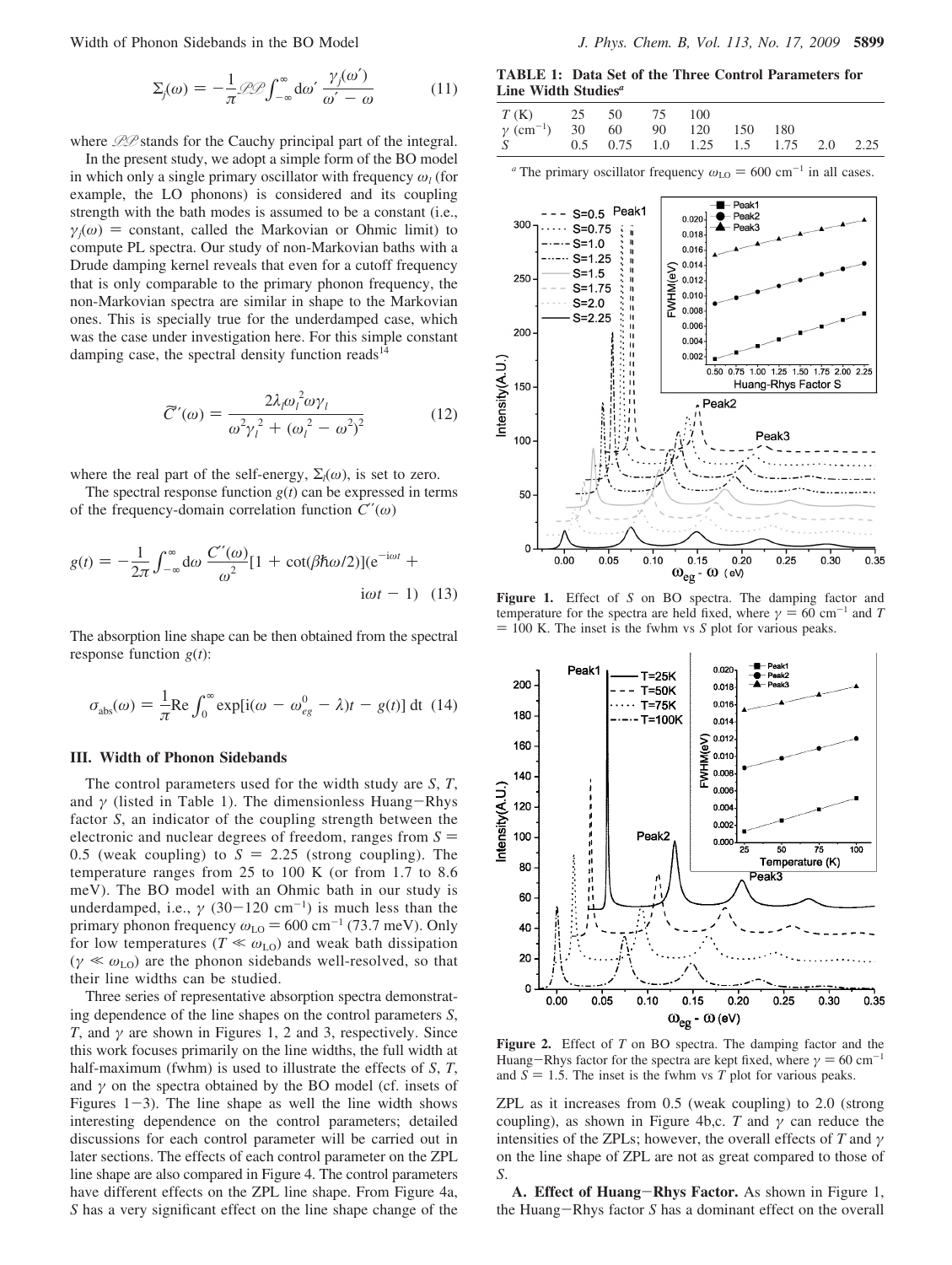$$\Sigma_j(\omega) = -\frac{1}{\pi}\mathscr{P}\!\!\mathscr{P}\int_{-\infty}^{\infty} d\omega' \frac{\gamma_j(\omega')}{\omega' - \omega} \tag{11}$$

where $\mathscr{P}\!\mathscr{P}$ stands for the Cauchy principal part of the integral.

In the present study, we adopt a simple form of the BO model in which only a single primary oscillator with frequency $\omega_l$ (for example, the LO phonons) is considered and its coupling strength with the bath modes is assumed to be a constant (i.e., $\gamma_j(\omega)$ = constant, called the Markovian or Ohmic limit) to compute PL spectra. Our study of non-Markovian baths with a Drude damping kernel reveals that even for a cutoff frequency that is only comparable to the primary phonon frequency, the non-Markovian spectra are similar in shape to the Markovian ones. This is specially true for the underdamped case, which was the case under investigation here. For this simple constant damping case, the spectral density function reads[14]

$$\tilde{C}''(\omega) = \frac{2\lambda_l\omega_l^2\omega\gamma_l}{\omega^2\gamma_l^2 + (\omega_l^2 - \omega^2)^2} \tag{12}$$

where the real part of the self-energy, $\Sigma_l(\omega)$, is set to zero.

The spectral response function $g(t)$ can be expressed in terms of the frequency-domain correlation function $C''(\omega)$

$$g(t) = -\frac{1}{2\pi}\int_{-\infty}^{\infty} d\omega \frac{C''(\omega)}{\omega^2}[1 + \cot(\beta\hbar\omega/2)](e^{-i\omega t} + i\omega t - 1) \tag{13}$$

The absorption line shape can be then obtained from the spectral response function $g(t)$:

$$\sigma_{abs}(\omega) = \frac{1}{\pi}\mathrm{Re}\int_0^{\infty} \exp[i(\omega - \omega_{eg}^0 - \lambda)t - g(t)]\, dt \tag{14}$$

## III. Width of Phonon Sidebands

The control parameters used for the width study are $S$, $T$, and $\gamma$ (listed in Table 1). The dimensionless Huang−Rhys factor $S$, an indicator of the coupling strength between the electronic and nuclear degrees of freedom, ranges from $S$ = 0.5 (weak coupling) to $S$ = 2.25 (strong coupling). The temperature ranges from 25 to 100 K (or from 1.7 to 8.6 meV). The BO model with an Ohmic bath in our study is underdamped, i.e., $\gamma$ (30−120 cm$^{-1}$) is much less than the primary phonon frequency $\omega_{LO}$ = 600 cm$^{-1}$ (73.7 meV). Only for low temperatures ($T \ll \omega_{LO}$) and weak bath dissipation ($\gamma \ll \omega_{LO}$) are the phonon sidebands well-resolved, so that their line widths can be studied.

Three series of representative absorption spectra demonstrating dependence of the line shapes on the control parameters $S$, $T$, and $\gamma$ are shown in Figures 1, 2 and 3, respectively. Since this work focuses primarily on the line widths, the full width at half-maximum (fwhm) is used to illustrate the effects of $S$, $T$, and $\gamma$ on the spectra obtained by the BO model (cf. insets of Figures 1−3). The line shape as well the line width shows interesting dependence on the control parameters; detailed discussions for each control parameter will be carried out in later sections. The effects of each control parameter on the ZPL line shape are also compared in Figure 4. The control parameters have different effects on the ZPL line shape. From Figure 4a, $S$ has a very significant effect on the line shape change of the ZPL as it increases from 0.5 (weak coupling) to 2.0 (strong coupling), as shown in Figure 4b,c. $T$ and $\gamma$ can reduce the intensities of the ZPLs; however, the overall effects of $T$ and $\gamma$ on the line shape of ZPL are not as great compared to those of $S$.

**A. Effect of Huang−Rhys Factor.** As shown in Figure 1, the Huang−Rhys factor $S$ has a dominant effect on the overall

**TABLE 1: Data Set of the Three Control Parameters for Line Width Studies**[a]

| | | | | | | | | |
|---|---|---|---|---|---|---|---|---|
| $T$ (K) | 25 | 50 | 75 | 100 | | | | |
| $\gamma$ (cm$^{-1}$) | 30 | 60 | 90 | 120 | 150 | 180 | | |
| $S$ | 0.5 | 0.75 | 1.0 | 1.25 | 1.5 | 1.75 | 2.0 | 2.25 |

[a] The primary oscillator frequency $\omega_{LO}$ = 600 cm$^{-1}$ in all cases.

**Figure 1.** Effect of $S$ on BO spectra. The damping factor and temperature for the spectra are held fixed, where $\gamma$ = 60 cm$^{-1}$ and $T$ = 100 K. The inset is the fwhm vs $S$ plot for various peaks.

**Figure 2.** Effect of $T$ on BO spectra. The damping factor and the Huang−Rhys factor for the spectra are kept fixed, where $\gamma$ = 60 cm$^{-1}$ and $S$ = 1.5. The inset is the fwhm vs $T$ plot for various peaks.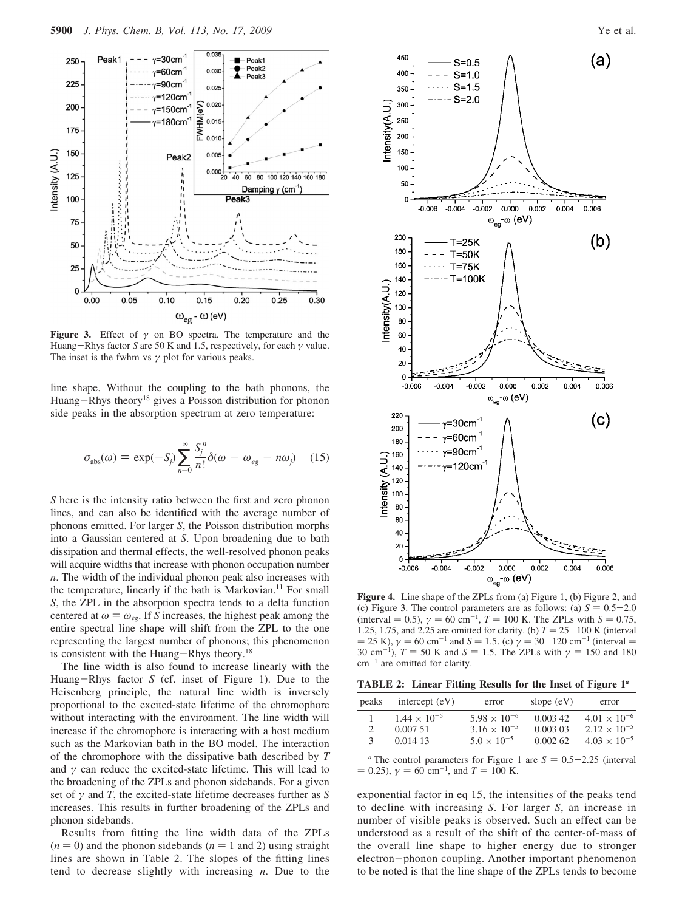**Figure 3.** Effect of $\gamma$ on BO spectra. The temperature and the Huang−Rhys factor $S$ are 50 K and 1.5, respectively, for each $\gamma$ value. The inset is the fwhm vs $\gamma$ plot for various peaks.

line shape. Without the coupling to the bath phonons, the Huang−Rhys theory[18] gives a Poisson distribution for phonon side peaks in the absorption spectrum at zero temperature:

$$\sigma_{\mathrm{abs}}(\omega) = \exp(-S_j)\sum_{n=0}^{\infty}\frac{S_j^n}{n!}\delta(\omega - \omega_{eg} - n\omega_j) \quad (15)$$

$S$ here is the intensity ratio between the first and zero phonon lines, and can also be identified with the average number of phonons emitted. For larger $S$, the Poisson distribution morphs into a Gaussian centered at $S$. Upon broadening due to bath dissipation and thermal effects, the well-resolved phonon peaks will acquire widths that increase with phonon occupation number $n$. The width of the individual phonon peak also increases with the temperature, linearly if the bath is Markovian.[11] For small $S$, the ZPL in the absorption spectra tends to a delta function centered at $\omega = \omega_{eg}$. If $S$ increases, the highest peak among the entire spectral line shape will shift from the ZPL to the one representing the largest number of phonons; this phenomenon is consistent with the Huang−Rhys theory.[18]

The line width is also found to increase linearly with the Huang−Rhys factor $S$ (cf. inset of Figure 1). Due to the Heisenberg principle, the natural line width is inversely proportional to the excited-state lifetime of the chromophore without interacting with the environment. The line width will increase if the chromophore is interacting with a host medium such as the Markovian bath in the BO model. The interaction of the chromophore with the dissipative bath described by $T$ and $\gamma$ can reduce the excited-state lifetime. This will lead to the broadening of the ZPLs and phonon sidebands. For a given set of $\gamma$ and $T$, the excited-state lifetime decreases further as $S$ increases. This results in further broadening of the ZPLs and phonon sidebands.

Results from fitting the line width data of the ZPLs ($n = 0$) and the phonon sidebands ($n = 1$ and 2) using straight lines are shown in Table 2. The slopes of the fitting lines tend to decrease slightly with increasing $n$. Due to the exponential factor in eq 15, the intensities of the peaks tend to decline with increasing $S$. For larger $S$, an increase in number of visible peaks is observed. Such an effect can be understood as a result of the shift of the center-of-mass of the overall line shape to higher energy due to stronger electron−phonon coupling. Another important phenomenon to be noted is that the line shape of the ZPLs tends to become

**Figure 4.** Line shape of the ZPLs from (a) Figure 1, (b) Figure 2, and (c) Figure 3. The control parameters are as follows: (a) $S = 0.5-2.0$ (interval = 0.5), $\gamma = 60$ cm$^{-1}$, $T = 100$ K. The ZPLs with $S = 0.75$, 1.25, 1.75, and 2.25 are omitted for clarity. (b) $T = 25-100$ K (interval = 25 K), $\gamma = 60$ cm$^{-1}$ and $S = 1.5$. (c) $\gamma = 30-120$ cm$^{-1}$ (interval = 30 cm$^{-1}$), $T = 50$ K and $S = 1.5$. The ZPLs with $\gamma = 150$ and 180 cm$^{-1}$ are omitted for clarity.

**TABLE 2: Linear Fitting Results for the Inset of Figure 1**[a]

| peaks | intercept (eV) | error | slope (eV) | error |
|---|---|---|---|---|
| 1 | $1.44 \times 10^{-5}$ | $5.98 \times 10^{-6}$ | 0.003 42 | $4.01 \times 10^{-6}$ |
| 2 | 0.007 51 | $3.16 \times 10^{-5}$ | 0.003 03 | $2.12 \times 10^{-5}$ |
| 3 | 0.014 13 | $5.0 \times 10^{-5}$ | 0.002 62 | $4.03 \times 10^{-5}$ |

[a] The control parameters for Figure 1 are $S = 0.5-2.25$ (interval = 0.25), $\gamma = 60$ cm$^{-1}$, and $T = 100$ K.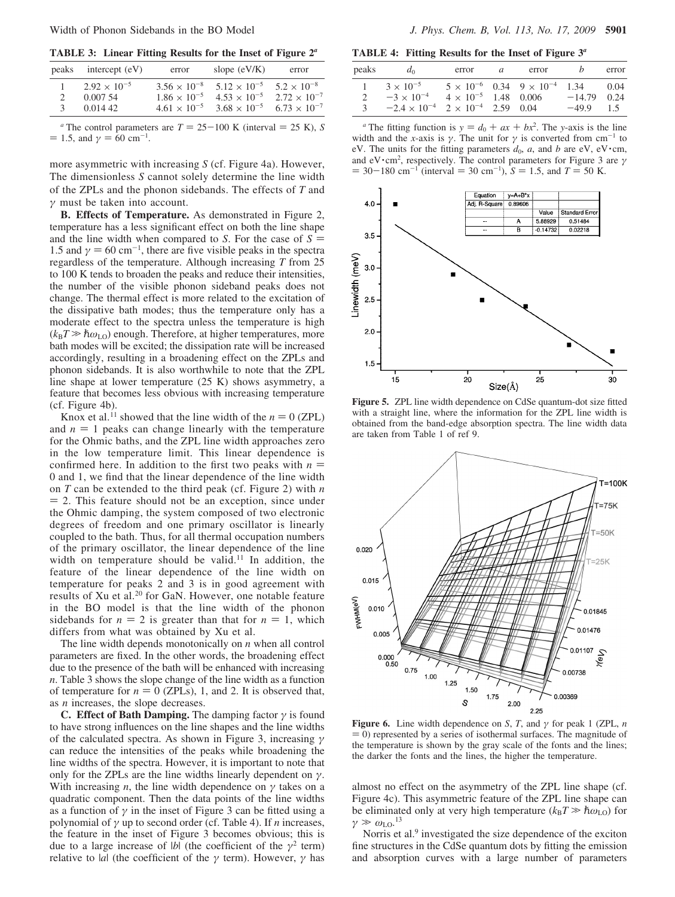**TABLE 3: Linear Fitting Results for the Inset of Figure 2**[a]

| peaks | intercept (eV) | error | slope (eV/K) | error |
|---|---|---|---|---|
| 1 | $2.92 \times 10^{-5}$ | $3.56 \times 10^{-8}$ | $5.12 \times 10^{-5}$ | $5.2 \times 10^{-8}$ |
| 2 | 0.007 54 | $1.86 \times 10^{-5}$ | $4.53 \times 10^{-5}$ | $2.72 \times 10^{-7}$ |
| 3 | 0.014 42 | $4.61 \times 10^{-5}$ | $3.68 \times 10^{-5}$ | $6.73 \times 10^{-7}$ |

[a] The control parameters are $T = 25-100$ K (interval = 25 K), $S = 1.5$, and $\gamma = 60$ cm$^{-1}$.

more asymmetric with increasing $S$ (cf. Figure 4a). However, The dimensionless $S$ cannot solely determine the line width of the ZPLs and the phonon sidebands. The effects of $T$ and $\gamma$ must be taken into account.

**B. Effects of Temperature.** As demonstrated in Figure 2, temperature has a less significant effect on both the line shape and the line width when compared to $S$. For the case of $S = 1.5$ and $\gamma = 60$ cm$^{-1}$, there are five visible peaks in the spectra regardless of the temperature. Although increasing $T$ from 25 to 100 K tends to broaden the peaks and reduce their intensities, the number of the visible phonon sideband peaks does not change. The thermal effect is more related to the excitation of the dissipative bath modes; thus the temperature only has a moderate effect to the spectra unless the temperature is high ($k_BT \gg \hbar\omega_{LO}$) enough. Therefore, at higher temperatures, more bath modes will be excited; the dissipation rate will be increased accordingly, resulting in a broadening effect on the ZPLs and phonon sidebands. It is also worthwhile to note that the ZPL line shape at lower temperature (25 K) shows asymmetry, a feature that becomes less obvious with increasing temperature (cf. Figure 4b).

Knox et al.[11] showed that the line width of the $n = 0$ (ZPL) and $n = 1$ peaks can change linearly with the temperature for the Ohmic baths, and the ZPL line width approaches zero in the low temperature limit. This linear dependence is confirmed here. In addition to the first two peaks with $n = 0$ and 1, we find that the linear dependence of the line width on $T$ can be extended to the third peak (cf. Figure 2) with $n = 2$. This feature should not be an exception, since under the Ohmic damping, the system composed of two electronic degrees of freedom and one primary oscillator is linearly coupled to the bath. Thus, for all thermal occupation numbers of the primary oscillator, the linear dependence of the line width on temperature should be valid.[11] In addition, the feature of the linear dependence of the line width on temperature for peaks 2 and 3 is in good agreement with results of Xu et al.[20] for GaN. However, one notable feature in the BO model is that the line width of the phonon sidebands for $n = 2$ is greater than that for $n = 1$, which differs from what was obtained by Xu et al.

The line width depends monotonically on $n$ when all control parameters are fixed. In the other words, the broadening effect due to the presence of the bath will be enhanced with increasing $n$. Table 3 shows the slope change of the line width as a function of temperature for $n = 0$ (ZPLs), 1, and 2. It is observed that, as $n$ increases, the slope decreases.

**C. Effect of Bath Damping.** The damping factor $\gamma$ is found to have strong influences on the line shapes and the line widths of the calculated spectra. As shown in Figure 3, increasing $\gamma$ can reduce the intensities of the peaks while broadening the line widths of the spectra. However, it is important to note that only for the ZPLs are the line widths linearly dependent on $\gamma$. With increasing $n$, the line width dependence on $\gamma$ takes on a quadratic component. Then the data points of the line widths as a function of $\gamma$ in the inset of Figure 3 can be fitted using a polynomial of $\gamma$ up to second order (cf. Table 4). If $n$ increases, the feature in the inset of Figure 3 becomes obvious; this is due to a large increase of $|b|$ (the coefficient of the $\gamma^2$ term) relative to $|a|$ (the coefficient of the $\gamma$ term). However, $\gamma$ has almost no effect on the asymmetry of the ZPL line shape (cf. Figure 4c). This asymmetric feature of the ZPL line shape can be eliminated only at very high temperature ($k_BT \gg \hbar\omega_{LO}$) for $\gamma \gg \omega_{LO}$.[13]

Norris et al.[9] investigated the size dependence of the exciton fine structures in the CdSe quantum dots by fitting the emission and absorption curves with a large number of parameters

**TABLE 4: Fitting Results for the Inset of Figure 3**[a]

| peaks | $d_0$ | error | $a$ | error | $b$ | error |
|---|---|---|---|---|---|---|
| 1 | $3 \times 10^{-5}$ | $5 \times 10^{-6}$ | 0.34 | $9 \times 10^{-4}$ | 1.34 | 0.04 |
| 2 | $-3 \times 10^{-4}$ | $4 \times 10^{-5}$ | 1.48 | 0.006 | $-14.79$ | 0.24 |
| 3 | $-2.4 \times 10^{-4}$ | $2 \times 10^{-4}$ | 2.59 | 0.04 | $-49.9$ | 1.5 |

[a] The fitting function is $y = d_0 + ax + bx^2$. The $y$-axis is the line width and the $x$-axis is $\gamma$. The unit for $\gamma$ is converted from cm$^{-1}$ to eV. The units for the fitting parameters $d_0$, $a$, and $b$ are eV, eV·cm, and eV·cm$^2$, respectively. The control parameters for Figure 3 are $\gamma = 30-180$ cm$^{-1}$ (interval = 30 cm$^{-1}$), $S = 1.5$, and $T = 50$ K.

**Figure 5.** ZPL line width dependence on CdSe quantum-dot size fitted with a straight line, where the information for the ZPL line width is obtained from the band-edge absorption spectra. The line width data are taken from Table 1 of ref 9.

**Figure 6.** Line width dependence on $S$, $T$, and $\gamma$ for peak 1 (ZPL, $n = 0$) represented by a series of isothermal surfaces. The magnitude of the temperature is shown by the gray scale of the fonts and the lines; the darker the fonts and the lines, the higher the temperature.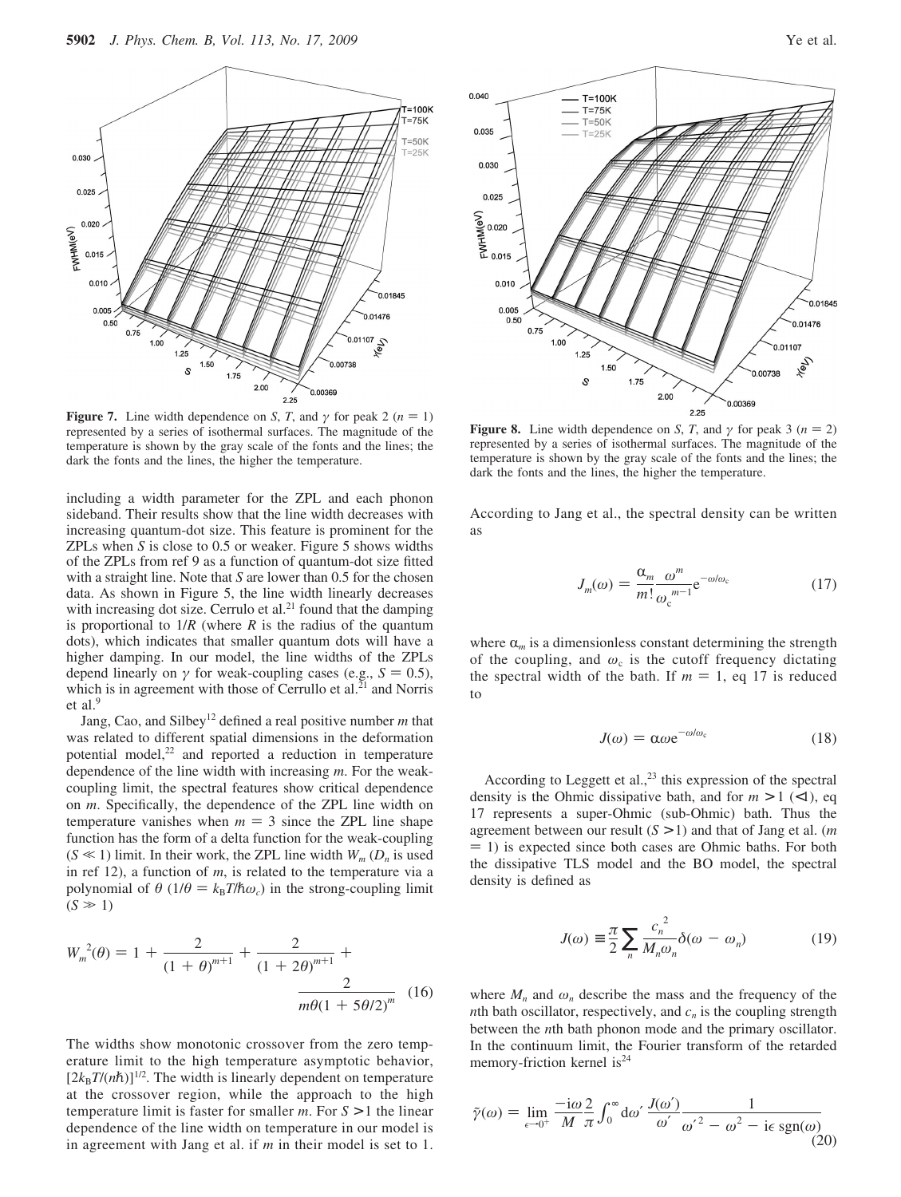**Figure 7.** Line width dependence on $S$, $T$, and $\gamma$ for peak 2 ($n = 1$) represented by a series of isothermal surfaces. The magnitude of the temperature is shown by the gray scale of the fonts and the lines; the dark the fonts and the lines, the higher the temperature.

**Figure 8.** Line width dependence on $S$, $T$, and $\gamma$ for peak 3 ($n = 2$) represented by a series of isothermal surfaces. The magnitude of the temperature is shown by the gray scale of the fonts and the lines; the dark the fonts and the lines, the higher the temperature.

including a width parameter for the ZPL and each phonon sideband. Their results show that the line width decreases with increasing quantum-dot size. This feature is prominent for the ZPLs when $S$ is close to 0.5 or weaker. Figure 5 shows widths of the ZPLs from ref 9 as a function of quantum-dot size fitted with a straight line. Note that $S$ are lower than 0.5 for the chosen data. As shown in Figure 5, the line width linearly decreases with increasing dot size. Cerrulo et al.[21] found that the damping is proportional to $1/R$ (where $R$ is the radius of the quantum dots), which indicates that smaller quantum dots will have a higher damping. In our model, the line widths of the ZPLs depend linearly on $\gamma$ for weak-coupling cases (e.g., $S = 0.5$), which is in agreement with those of Cerrullo et al.[21] and Norris et al.[9]

Jang, Cao, and Silbey[12] defined a real positive number $m$ that was related to different spatial dimensions in the deformation potential model,[22] and reported a reduction in temperature dependence of the line width with increasing $m$. For the weak-coupling limit, the spectral features show critical dependence on $m$. Specifically, the dependence of the ZPL line width on temperature vanishes when $m = 3$ since the ZPL line shape function has the form of a delta function for the weak-coupling ($S \ll 1$) limit. In their work, the ZPL line width $W_m$ ($D_n$ is used in ref 12), a function of $m$, is related to the temperature via a polynomial of $\theta$ ($1/\theta = k_BT/\hbar\omega_c$) in the strong-coupling limit ($S \gg 1$)

$$W_m^{\,2}(\theta) = 1 + \frac{2}{(1+\theta)^{m+1}} + \frac{2}{(1+2\theta)^{m+1}} + \frac{2}{m\theta(1+5\theta/2)^m} \quad (16)$$

The widths show monotonic crossover from the zero temperature limit to the high temperature asymptotic behavior, $[2k_BT/(n\hbar)]^{1/2}$. The width is linearly dependent on temperature at the crossover region, while the approach to the high temperature limit is faster for smaller $m$. For $S > 1$ the linear dependence of the line width on temperature in our model is in agreement with Jang et al. if $m$ in their model is set to 1. According to Jang et al., the spectral density can be written as

$$J_m(\omega) = \frac{\alpha_m}{m!}\frac{\omega^m}{\omega_c^{\,m-1}}e^{-\omega/\omega_c} \quad (17)$$

where $\alpha_m$ is a dimensionless constant determining the strength of the coupling, and $\omega_c$ is the cutoff frequency dictating the spectral width of the bath. If $m = 1$, eq 17 is reduced to

$$J(\omega) = \alpha\omega e^{-\omega/\omega_c} \quad (18)$$

According to Leggett et al.,[23] this expression of the spectral density is the Ohmic dissipative bath, and for $m > 1$ ($<1$), eq 17 represents a super-Ohmic (sub-Ohmic) bath. Thus the agreement between our result ($S > 1$) and that of Jang et al. ($m = 1$) is expected since both cases are Ohmic baths. For both the dissipative TLS model and the BO model, the spectral density is defined as

$$J(\omega) \equiv \frac{\pi}{2}\sum_n \frac{c_n^{\,2}}{M_n\omega_n}\delta(\omega - \omega_n) \quad (19)$$

where $M_n$ and $\omega_n$ describe the mass and the frequency of the $n$th bath oscillator, respectively, and $c_n$ is the coupling strength between the $n$th bath phonon mode and the primary oscillator. In the continuum limit, the Fourier transform of the retarded memory-friction kernel is[24]

$$\tilde{\gamma}(\omega) = \lim_{\epsilon\to 0^+} \frac{-i\omega}{M}\frac{2}{\pi}\int_0^\infty d\omega' \, \frac{J(\omega')}{\omega'}\frac{1}{\omega'^2 - \omega^2 - i\epsilon\,\mathrm{sgn}(\omega)} \quad (20)$$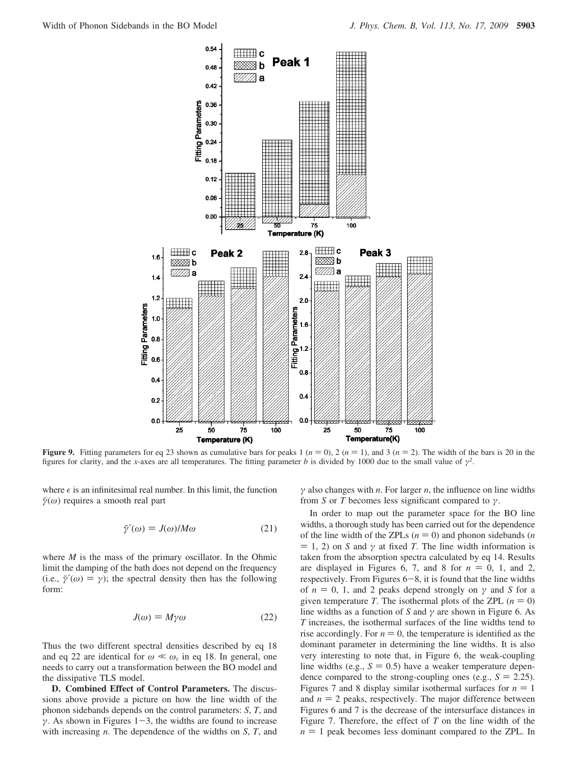**Figure 9.** Fitting parameters for eq 23 shown as cumulative bars for peaks 1 ($n = 0$), 2 ($n = 1$), and 3 ($n = 2$). The width of the bars is 20 in the figures for clarity, and the $x$-axes are all temperatures. The fitting parameter $b$ is divided by 1000 due to the small value of $\gamma^2$.

where $\epsilon$ is an infinitesimal real number. In this limit, the function $\tilde{\gamma}(\omega)$ requires a smooth real part

$$\tilde{\gamma}'(\omega) = J(\omega)/M\omega \tag{21}$$

where $M$ is the mass of the primary oscillator. In the Ohmic limit the damping of the bath does not depend on the frequency (i.e., $\tilde{\gamma}'(\omega) = \gamma$); the spectral density then has the following form:

$$J(\omega) = M\gamma\omega \tag{22}$$

Thus the two different spectral densities described by eq 18 and eq 22 are identical for $\omega \ll \omega_c$ in eq 18. In general, one needs to carry out a transformation between the BO model and the dissipative TLS model.

**D. Combined Effect of Control Parameters.** The discussions above provide a picture on how the line width of the phonon sidebands depends on the control parameters: $S$, $T$, and $\gamma$. As shown in Figures 1−3, the widths are found to increase with increasing $n$. The dependence of the widths on $S$, $T$, and $\gamma$ also changes with $n$. For larger $n$, the influence on line widths from $S$ or $T$ becomes less significant compared to $\gamma$.

In order to map out the parameter space for the BO line widths, a thorough study has been carried out for the dependence of the line width of the ZPLs ($n = 0$) and phonon sidebands ($n = 1$, 2) on $S$ and $\gamma$ at fixed $T$. The line width information is taken from the absorption spectra calculated by eq 14. Results are displayed in Figures 6, 7, and 8 for $n = 0$, 1, and 2, respectively. From Figures 6−8, it is found that the line widths of $n = 0$, 1, and 2 peaks depend strongly on $\gamma$ and $S$ for a given temperature $T$. The isothermal plots of the ZPL ($n = 0$) line widths as a function of $S$ and $\gamma$ are shown in Figure 6. As $T$ increases, the isothermal surfaces of the line widths tend to rise accordingly. For $n = 0$, the temperature is identified as the dominant parameter in determining the line widths. It is also very interesting to note that, in Figure 6, the weak-coupling line widths (e.g., $S = 0.5$) have a weaker temperature dependence compared to the strong-coupling ones (e.g., $S = 2.25$). Figures 7 and 8 display similar isothermal surfaces for $n = 1$ and $n = 2$ peaks, respectively. The major difference between Figures 6 and 7 is the decrease of the intersurface distances in Figure 7. Therefore, the effect of $T$ on the line width of the $n = 1$ peak becomes less dominant compared to the ZPL. In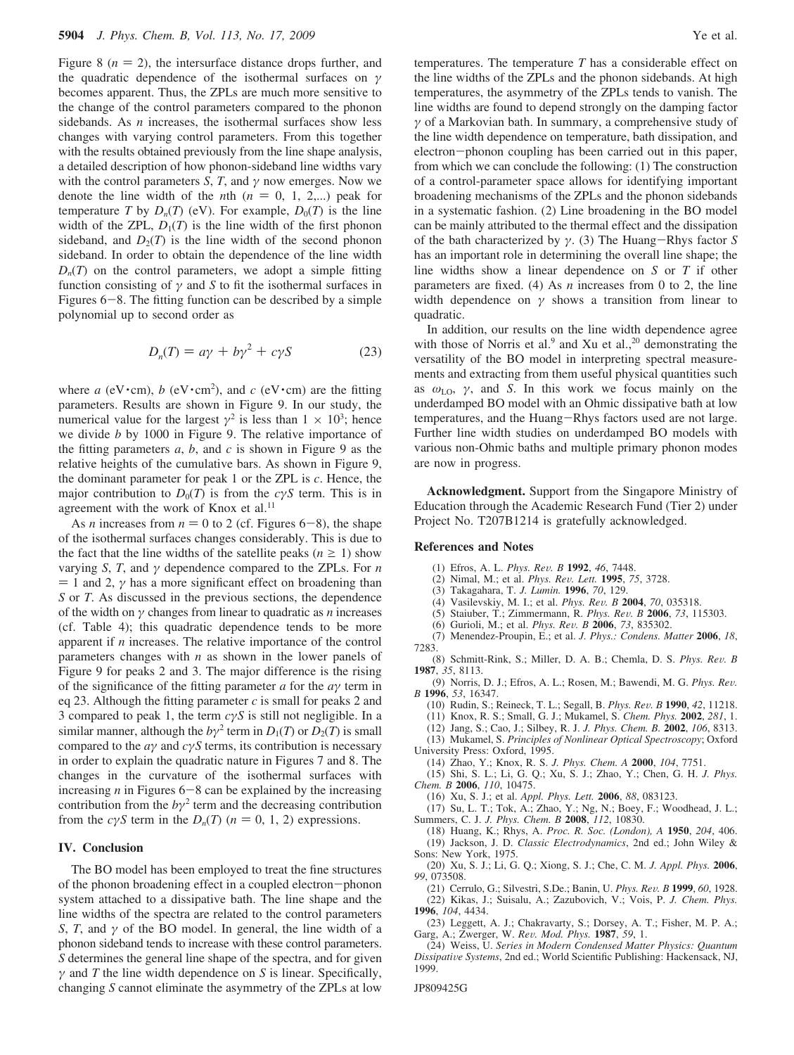Figure 8 ($n = 2$), the intersurface distance drops further, and the quadratic dependence of the isothermal surfaces on $\gamma$ becomes apparent. Thus, the ZPLs are much more sensitive to the change of the control parameters compared to the phonon sidebands. As $n$ increases, the isothermal surfaces show less changes with varying control parameters. From this together with the results obtained previously from the line shape analysis, a detailed description of how phonon-sideband line widths vary with the control parameters $S$, $T$, and $\gamma$ now emerges. Now we denote the line width of the $n$th ($n = 0, 1, 2,...$) peak for temperature $T$ by $D_n(T)$ (eV). For example, $D_0(T)$ is the line width of the ZPL, $D_1(T)$ is the line width of the first phonon sideband, and $D_2(T)$ is the line width of the second phonon sideband. In order to obtain the dependence of the line width $D_n(T)$ on the control parameters, we adopt a simple fitting function consisting of $\gamma$ and $S$ to fit the isothermal surfaces in Figures 6−8. The fitting function can be described by a simple polynomial up to second order as

$$D_n(T) = a\gamma + b\gamma^2 + c\gamma S \tag{23}$$

where $a$ (eV·cm), $b$ (eV·cm$^2$), and $c$ (eV·cm) are the fitting parameters. Results are shown in Figure 9. In our study, the numerical value for the largest $\gamma^2$ is less than $1 \times 10^3$; hence we divide $b$ by 1000 in Figure 9. The relative importance of the fitting parameters $a$, $b$, and $c$ is shown in Figure 9 as the relative heights of the cumulative bars. As shown in Figure 9, the dominant parameter for peak 1 or the ZPL is $c$. Hence, the major contribution to $D_0(T)$ is from the $c\gamma S$ term. This is in agreement with the work of Knox et al.[11]

As $n$ increases from $n = 0$ to 2 (cf. Figures 6−8), the shape of the isothermal surfaces changes considerably. This is due to the fact that the line widths of the satellite peaks ($n \geq 1$) show varying $S$, $T$, and $\gamma$ dependence compared to the ZPLs. For $n = 1$ and 2, $\gamma$ has a more significant effect on broadening than $S$ or $T$. As discussed in the previous sections, the dependence of the width on $\gamma$ changes from linear to quadratic as $n$ increases (cf. Table 4); this quadratic dependence tends to be more apparent if $n$ increases. The relative importance of the control parameters changes with $n$ as shown in the lower panels of Figure 9 for peaks 2 and 3. The major difference is the rising of the significance of the fitting parameter $a$ for the $a\gamma$ term in eq 23. Although the fitting parameter $c$ is small for peaks 2 and 3 compared to peak 1, the term $c\gamma S$ is still not negligible. In a similar manner, although the $b\gamma^2$ term in $D_1(T)$ or $D_2(T)$ is small compared to the $a\gamma$ and $c\gamma S$ terms, its contribution is necessary in order to explain the quadratic nature in Figures 7 and 8. The changes in the curvature of the isothermal surfaces with increasing $n$ in Figures 6−8 can be explained by the increasing contribution from the $b\gamma^2$ term and the decreasing contribution from the $c\gamma S$ term in the $D_n(T)$ ($n = 0, 1, 2$) expressions.

## IV. Conclusion

The BO model has been employed to treat the fine structures of the phonon broadening effect in a coupled electron−phonon system attached to a dissipative bath. The line shape and the line widths of the spectra are related to the control parameters $S$, $T$, and $\gamma$ of the BO model. In general, the line width of a phonon sideband tends to increase with these control parameters. $S$ determines the general line shape of the spectra, and for given $\gamma$ and $T$ the line width dependence on $S$ is linear. Specifically, changing $S$ cannot eliminate the asymmetry of the ZPLs at low temperatures. The temperature $T$ has a considerable effect on the line widths of the ZPLs and the phonon sidebands. At high temperatures, the asymmetry of the ZPLs tends to vanish. The line widths are found to depend strongly on the damping factor $\gamma$ of a Markovian bath. In summary, a comprehensive study of the line width dependence on temperature, bath dissipation, and electron−phonon coupling has been carried out in this paper, from which we can conclude the following: (1) The construction of a control-parameter space allows for identifying important broadening mechanisms of the ZPLs and the phonon sidebands in a systematic fashion. (2) Line broadening in the BO model can be mainly attributed to the thermal effect and the dissipation of the bath characterized by $\gamma$. (3) The Huang−Rhys factor $S$ has an important role in determining the overall line shape; the line widths show a linear dependence on $S$ or $T$ if other parameters are fixed. (4) As $n$ increases from 0 to 2, the line width dependence on $\gamma$ shows a transition from linear to quadratic.

In addition, our results on the line width dependence agree with those of Norris et al.[9] and Xu et al.,[20] demonstrating the versatility of the BO model in interpreting spectral measurements and extracting from them useful physical quantities such as $\omega_{LO}$, $\gamma$, and $S$. In this work we focus mainly on the underdamped BO model with an Ohmic dissipative bath at low temperatures, and the Huang−Rhys factors used are not large. Further line width studies on underdamped BO models with various non-Ohmic baths and multiple primary phonon modes are now in progress.

**Acknowledgment.** Support from the Singapore Ministry of Education through the Academic Research Fund (Tier 2) under Project No. T207B1214 is gratefully acknowledged.

### References and Notes

(1) Efros, A. L. *Phys. Rev. B* **1992**, *46*, 7448.
(2) Nimal, M.; et al. *Phys. Rev. Lett.* **1995**, *75*, 3728.
(3) Takagahara, T. *J. Lumin.* **1996**, *70*, 129.
(4) Vasilevskiy, M. I.; et al. *Phys. Rev. B* **2004**, *70*, 035318.
(5) Staiuber, T.; Zimmermann, R. *Phys. Rev. B* **2006**, *73*, 115303.
(6) Gurioli, M.; et al. *Phys. Rev. B* **2006**, *73*, 835302.
(7) Menendez-Proupin, E.; et al. *J. Phys.: Condens. Matter* **2006**, *18*, 7283.
(8) Schmitt-Rink, S.; Miller, D. A. B.; Chemla, D. S. *Phys. Rev. B* **1987**, *35*, 8113.
(9) Norris, D. J.; Efros, A. L.; Rosen, M.; Bawendi, M. G. *Phys. Rev. B* **1996**, *53*, 16347.
(10) Rudin, S.; Reineck, T. L.; Segall, B. *Phys. Rev. B* **1990**, *42*, 11218.
(11) Knox, R. S.; Small, G. J.; Mukamel, S. *Chem. Phys.* **2002**, *281*, 1.
(12) Jang, S.; Cao, J.; Silbey, R. J. *J. Phys. Chem. B.* **2002**, *106*, 8313.
(13) Mukamel, S. *Principles of Nonlinear Optical Spectroscopy*; Oxford University Press: Oxford, 1995.
(14) Zhao, Y.; Knox, R. S. *J. Phys. Chem. A* **2000**, *104*, 7751.
(15) Shi, S. L.; Li, G. Q.; Xu, S. J.; Zhao, Y.; Chen, G. H. *J. Phys. Chem. B* **2006**, *110*, 10475.
(16) Xu, S. J.; et al. *Appl. Phys. Lett.* **2006**, *88*, 083123.
(17) Su, L. T.; Tok, A.; Zhao, Y.; Ng, N.; Boey, F.; Woodhead, J. L.; Summers, C. J. *J. Phys. Chem. B* **2008**, *112*, 10830.
(18) Huang, K.; Rhys, A. *Proc. R. Soc. (London), A* **1950**, *204*, 406.
(19) Jackson, J. D. *Classic Electrodynamics*, 2nd ed.; John Wiley & Sons: New York, 1975.
(20) Xu, S. J.; Li, G. Q.; Xiong, S. J.; Che, C. M. *J. Appl. Phys.* **2006**, *99*, 073508.
(21) Cerrulo, G.; Silvestri, S.De.; Banin, U. *Phys. Rev. B* **1999**, *60*, 1928.
(22) Kikas, J.; Suisalu, A.; Zazubovich, V.; Vois, P. *J. Chem. Phys.* **1996**, *104*, 4434.
(23) Leggett, A. J.; Chakravarty, S.; Dorsey, A. T.; Fisher, M. P. A.; Garg, A.; Zwerger, W. *Rev. Mod. Phys.* **1987**, *59*, 1.
(24) Weiss, U. *Series in Modern Condensed Matter Physics: Quantum Dissipative Systems*, 2nd ed.; World Scientific Publishing: Hackensack, NJ, 1999.

JP809425G